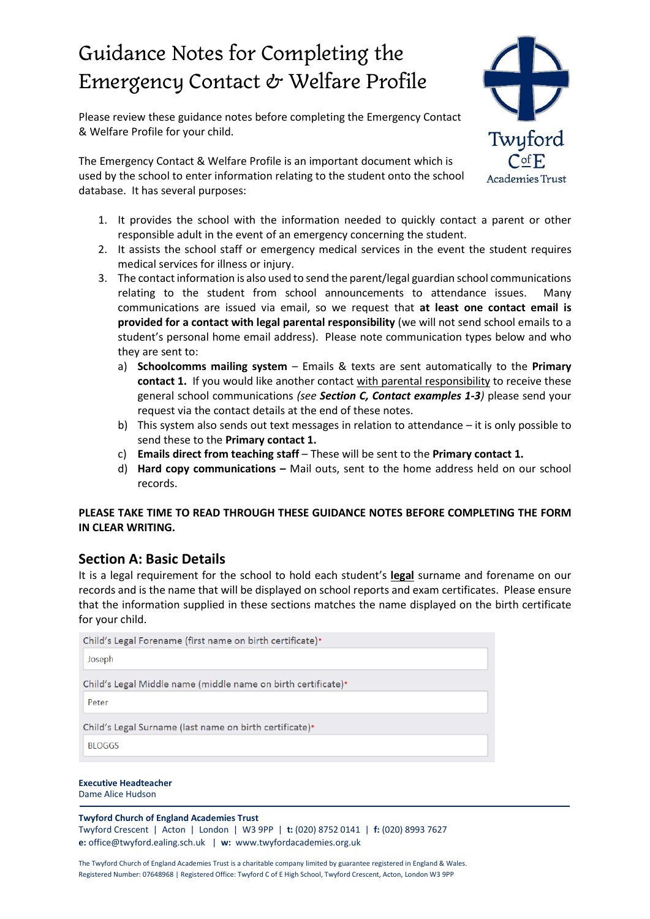#  Guidance Notes for Completing the Emergency Contact & Welfare Profile

Please review these guidance notes before completing the Emergency Contact & Welfare Profile for your child.

The Emergency Contact & Welfare Profile is an important document which is used by the school to enter information relating to the student onto the school database. It has several purposes:

1. It provides the school with the information needed to quickly contact a parent or other responsible adult in the event of an emergency concerning the student.
2. It assists the school staff or emergency medical services in the event the student requires medical services for illness or injury.
3. The contact information is also used to send the parent/legal guardian school communications relating to the student from school announcements to attendance issues. Many communications are issued via email, so we request that **at least one contact email is provided for a contact with legal parental responsibility** (we will not send school emails to a student's personal home email address). Please note communication types below and who they are sent to:
   a) **Schoolcomms mailing system** – Emails & texts are sent automatically to the **Primary contact 1.** If you would like another contact with parental responsibility to receive these general school communications *(see **Section C, Contact examples 1-3**)* please send your request via the contact details at the end of these notes.
   b) This system also sends out text messages in relation to attendance – it is only possible to send these to the **Primary contact 1.**
   c) **Emails direct from teaching staff** – These will be sent to the **Primary contact 1.**
   d) **Hard copy communications –** Mail outs, sent to the home address held on our school records.

**PLEASE TAKE TIME TO READ THROUGH THESE GUIDANCE NOTES BEFORE COMPLETING THE FORM IN CLEAR WRITING.**

## Section A: Basic Details

It is a legal requirement for the school to hold each student's **legal** surname and forename on our records and is the name that will be displayed on school reports and exam certificates. Please ensure that the information supplied in these sections matches the name displayed on the birth certificate for your child.

Child's Legal Forename (first name on birth certificate)*

Joseph

Child's Legal Middle name (middle name on birth certificate)*

Peter

Child's Legal Surname (last name on birth certificate)*

BLOGGS

**Executive Headteacher**
Dame Alice Hudson

**Twyford Church of England Academies Trust**
Twyford Crescent | Acton | London | W3 9PP | **t:** (020) 8752 0141 | **f:** (020) 8993 7627
**e:** office@twyford.ealing.sch.uk | **w:** www.twyfordacademies.org.uk

The Twyford Church of England Academies Trust is a charitable company limited by guarantee registered in England & Wales. Registered Number: 07648968 | Registered Office: Twyford C of E High School, Twyford Crescent, Acton, London W3 9PP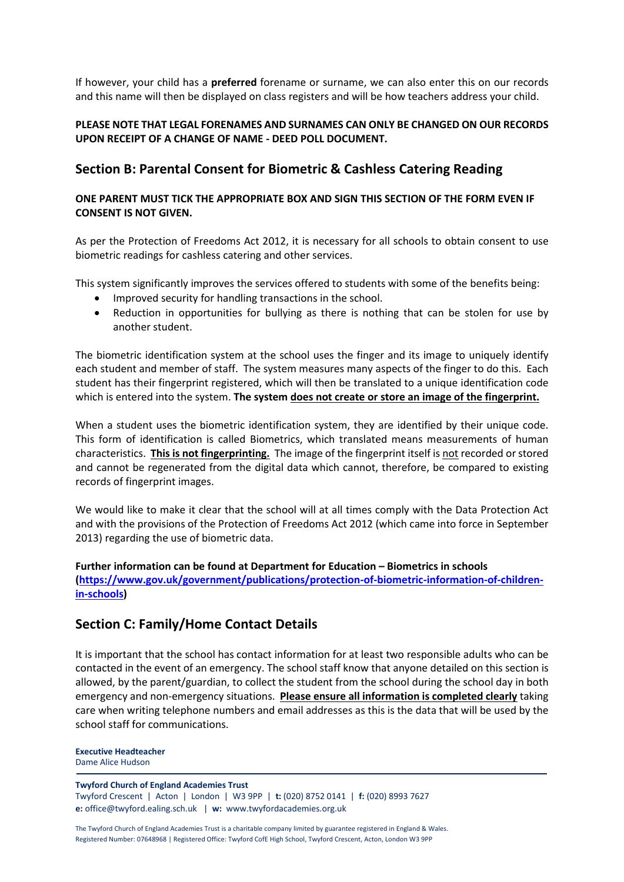If however, your child has a **preferred** forename or surname, we can also enter this on our records and this name will then be displayed on class registers and will be how teachers address your child.

**PLEASE NOTE THAT LEGAL FORENAMES AND SURNAMES CAN ONLY BE CHANGED ON OUR RECORDS UPON RECEIPT OF A CHANGE OF NAME - DEED POLL DOCUMENT.**

## Section B: Parental Consent for Biometric & Cashless Catering Reading

**ONE PARENT MUST TICK THE APPROPRIATE BOX AND SIGN THIS SECTION OF THE FORM EVEN IF CONSENT IS NOT GIVEN.**

As per the Protection of Freedoms Act 2012, it is necessary for all schools to obtain consent to use biometric readings for cashless catering and other services.

This system significantly improves the services offered to students with some of the benefits being:

- Improved security for handling transactions in the school.
- Reduction in opportunities for bullying as there is nothing that can be stolen for use by another student.

The biometric identification system at the school uses the finger and its image to uniquely identify each student and member of staff. The system measures many aspects of the finger to do this. Each student has their fingerprint registered, which will then be translated to a unique identification code which is entered into the system. **The system does not create or store an image of the fingerprint.**

When a student uses the biometric identification system, they are identified by their unique code. This form of identification is called Biometrics, which translated means measurements of human characteristics. **This is not fingerprinting.** The image of the fingerprint itself is not recorded or stored and cannot be regenerated from the digital data which cannot, therefore, be compared to existing records of fingerprint images.

We would like to make it clear that the school will at all times comply with the Data Protection Act and with the provisions of the Protection of Freedoms Act 2012 (which came into force in September 2013) regarding the use of biometric data.

**Further information can be found at Department for Education – Biometrics in schools (https://www.gov.uk/government/publications/protection-of-biometric-information-of-children-in-schools)**

## Section C: Family/Home Contact Details

It is important that the school has contact information for at least two responsible adults who can be contacted in the event of an emergency. The school staff know that anyone detailed on this section is allowed, by the parent/guardian, to collect the student from the school during the school day in both emergency and non-emergency situations. **Please ensure all information is completed clearly** taking care when writing telephone numbers and email addresses as this is the data that will be used by the school staff for communications.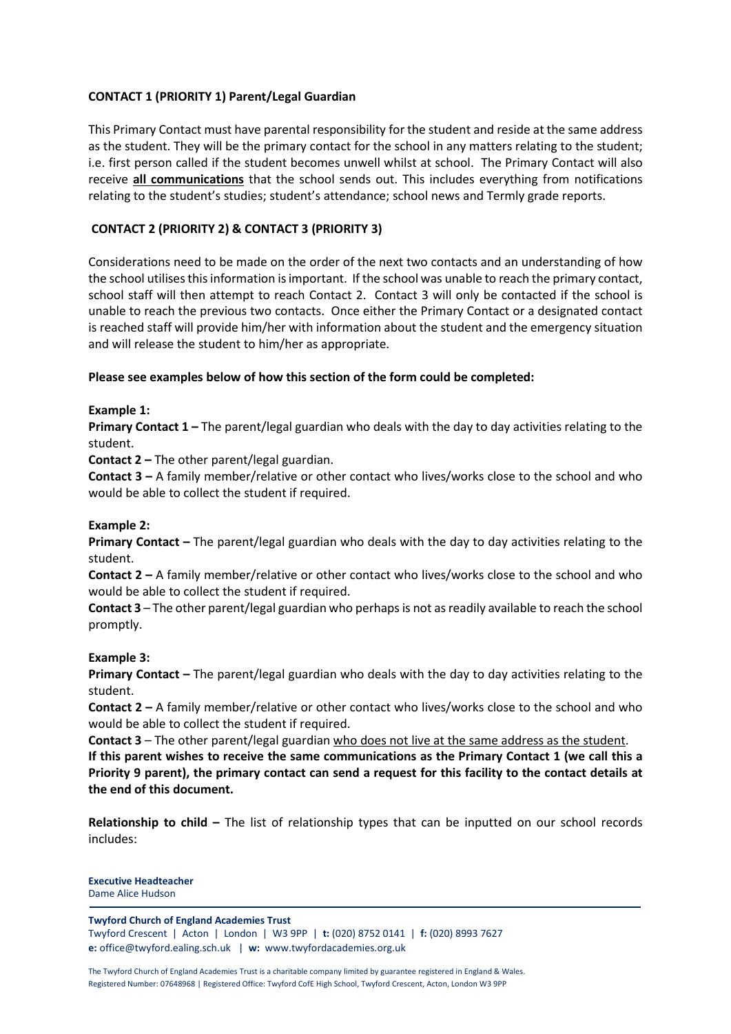**CONTACT 1 (PRIORITY 1) Parent/Legal Guardian**

This Primary Contact must have parental responsibility for the student and reside at the same address as the student. They will be the primary contact for the school in any matters relating to the student; i.e. first person called if the student becomes unwell whilst at school. The Primary Contact will also receive **all communications** that the school sends out. This includes everything from notifications relating to the student's studies; student's attendance; school news and Termly grade reports.

**CONTACT 2 (PRIORITY 2) & CONTACT 3 (PRIORITY 3)**

Considerations need to be made on the order of the next two contacts and an understanding of how the school utilises this information is important. If the school was unable to reach the primary contact, school staff will then attempt to reach Contact 2. Contact 3 will only be contacted if the school is unable to reach the previous two contacts. Once either the Primary Contact or a designated contact is reached staff will provide him/her with information about the student and the emergency situation and will release the student to him/her as appropriate.

**Please see examples below of how this section of the form could be completed:**

**Example 1:**

**Primary Contact 1 –** The parent/legal guardian who deals with the day to day activities relating to the student.

**Contact 2 –** The other parent/legal guardian.

**Contact 3 –** A family member/relative or other contact who lives/works close to the school and who would be able to collect the student if required.

**Example 2:**

**Primary Contact –** The parent/legal guardian who deals with the day to day activities relating to the student.

**Contact 2 –** A family member/relative or other contact who lives/works close to the school and who would be able to collect the student if required.

**Contact 3** – The other parent/legal guardian who perhaps is not as readily available to reach the school promptly.

**Example 3:**

**Primary Contact –** The parent/legal guardian who deals with the day to day activities relating to the student.

**Contact 2 –** A family member/relative or other contact who lives/works close to the school and who would be able to collect the student if required.

**Contact 3** – The other parent/legal guardian who does not live at the same address as the student.

**If this parent wishes to receive the same communications as the Primary Contact 1 (we call this a Priority 9 parent), the primary contact can send a request for this facility to the contact details at the end of this document.**

**Relationship to child –** The list of relationship types that can be inputted on our school records includes: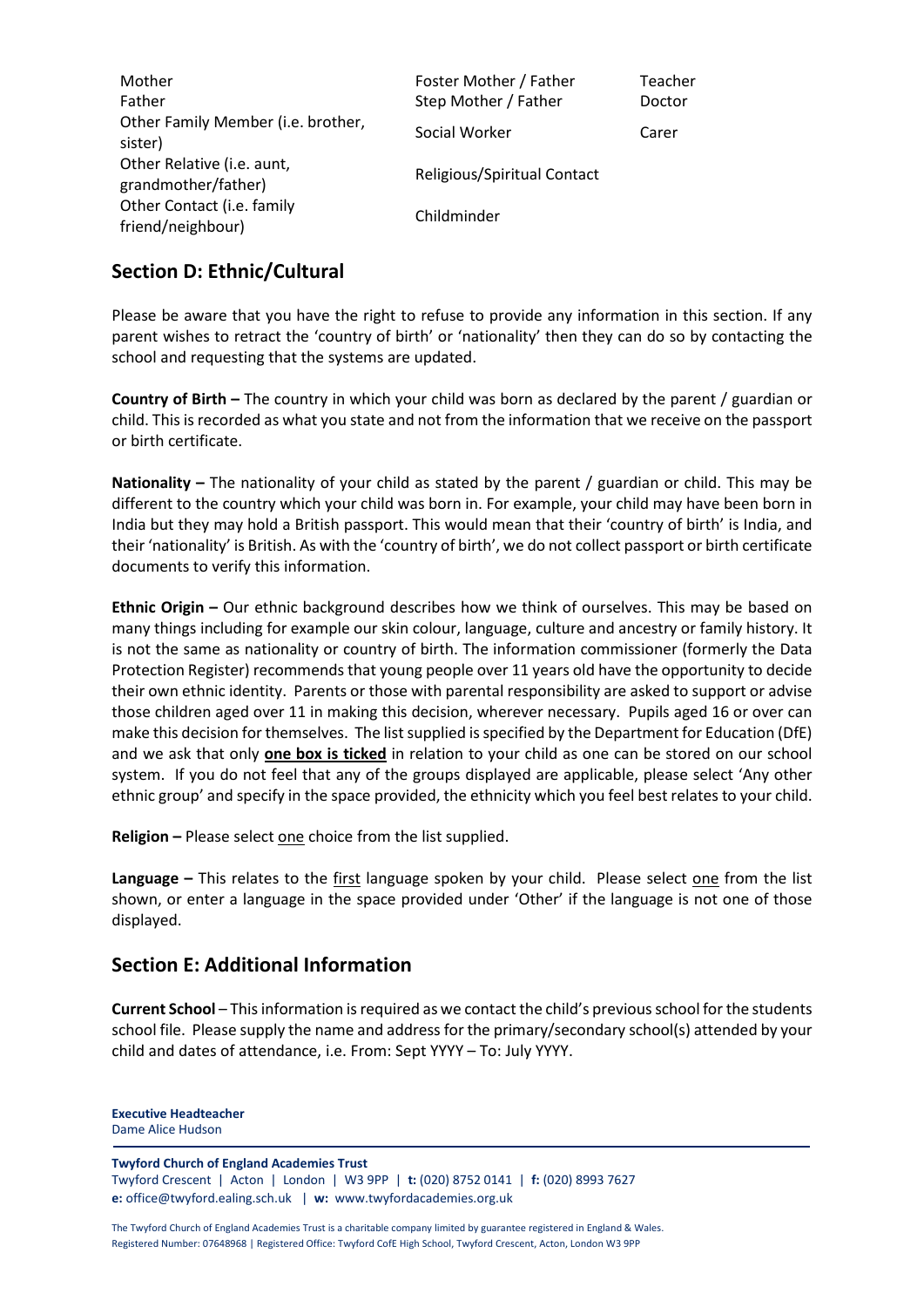| | | |
|---|---|---|
| Mother | Foster Mother / Father | Teacher |
| Father | Step Mother / Father | Doctor |
| Other Family Member (i.e. brother, sister) | Social Worker | Carer |
| Other Relative (i.e. aunt, grandmother/father) | Religious/Spiritual Contact | |
| Other Contact (i.e. family friend/neighbour) | Childminder | |

## Section D: Ethnic/Cultural

Please be aware that you have the right to refuse to provide any information in this section. If any parent wishes to retract the 'country of birth' or 'nationality' then they can do so by contacting the school and requesting that the systems are updated.

**Country of Birth –** The country in which your child was born as declared by the parent / guardian or child. This is recorded as what you state and not from the information that we receive on the passport or birth certificate.

**Nationality –** The nationality of your child as stated by the parent / guardian or child. This may be different to the country which your child was born in. For example, your child may have been born in India but they may hold a British passport. This would mean that their 'country of birth' is India, and their 'nationality' is British. As with the 'country of birth', we do not collect passport or birth certificate documents to verify this information.

**Ethnic Origin –** Our ethnic background describes how we think of ourselves. This may be based on many things including for example our skin colour, language, culture and ancestry or family history. It is not the same as nationality or country of birth. The information commissioner (formerly the Data Protection Register) recommends that young people over 11 years old have the opportunity to decide their own ethnic identity. Parents or those with parental responsibility are asked to support or advise those children aged over 11 in making this decision, wherever necessary. Pupils aged 16 or over can make this decision for themselves. The list supplied is specified by the Department for Education (DfE) and we ask that only **one box is ticked** in relation to your child as one can be stored on our school system. If you do not feel that any of the groups displayed are applicable, please select 'Any other ethnic group' and specify in the space provided, the ethnicity which you feel best relates to your child.

**Religion –** Please select one choice from the list supplied.

**Language –** This relates to the first language spoken by your child. Please select one from the list shown, or enter a language in the space provided under 'Other' if the language is not one of those displayed.

## Section E: Additional Information

**Current School** – This information is required as we contact the child's previous school for the students school file. Please supply the name and address for the primary/secondary school(s) attended by your child and dates of attendance, i.e. From: Sept YYYY – To: July YYYY.

**Executive Headteacher**
Dame Alice Hudson

**Twyford Church of England Academies Trust**
Twyford Crescent | Acton | London | W3 9PP | **t:** (020) 8752 0141 | **f:** (020) 8993 7627
**e:** office@twyford.ealing.sch.uk | **w:** www.twyfordacademies.org.uk

The Twyford Church of England Academies Trust is a charitable company limited by guarantee registered in England & Wales. Registered Number: 07648968 | Registered Office: Twyford CofE High School, Twyford Crescent, Acton, London W3 9PP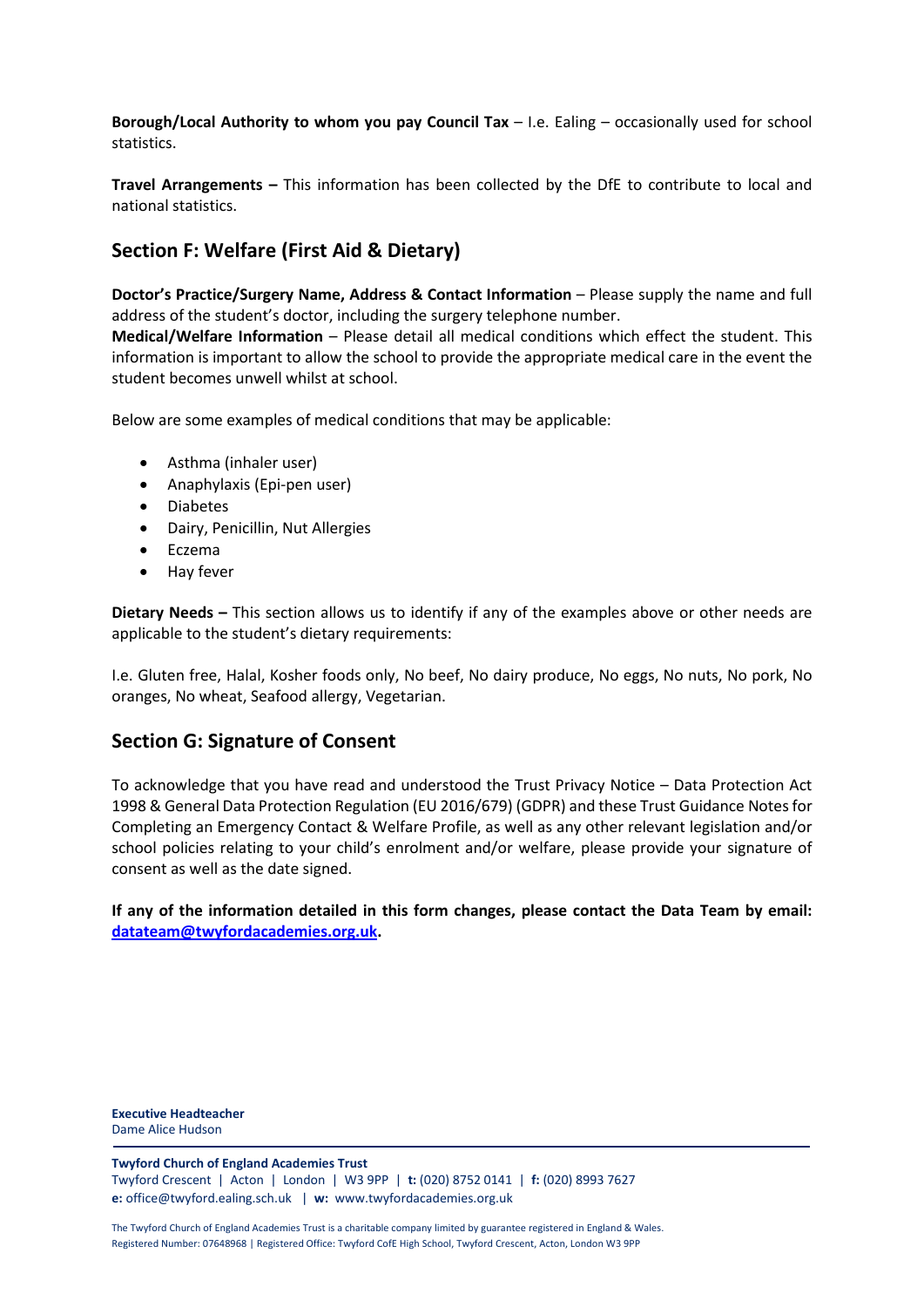**Borough/Local Authority to whom you pay Council Tax** – I.e. Ealing – occasionally used for school statistics.

**Travel Arrangements –** This information has been collected by the DfE to contribute to local and national statistics.

## Section F: Welfare (First Aid & Dietary)

**Doctor's Practice/Surgery Name, Address & Contact Information** – Please supply the name and full address of the student's doctor, including the surgery telephone number.
**Medical/Welfare Information** – Please detail all medical conditions which effect the student. This information is important to allow the school to provide the appropriate medical care in the event the student becomes unwell whilst at school.

Below are some examples of medical conditions that may be applicable:

- Asthma (inhaler user)
- Anaphylaxis (Epi-pen user)
- Diabetes
- Dairy, Penicillin, Nut Allergies
- Eczema
- Hay fever

**Dietary Needs –** This section allows us to identify if any of the examples above or other needs are applicable to the student's dietary requirements:

I.e. Gluten free, Halal, Kosher foods only, No beef, No dairy produce, No eggs, No nuts, No pork, No oranges, No wheat, Seafood allergy, Vegetarian.

## Section G: Signature of Consent

To acknowledge that you have read and understood the Trust Privacy Notice – Data Protection Act 1998 & General Data Protection Regulation (EU 2016/679) (GDPR) and these Trust Guidance Notes for Completing an Emergency Contact & Welfare Profile, as well as any other relevant legislation and/or school policies relating to your child's enrolment and/or welfare, please provide your signature of consent as well as the date signed.

**If any of the information detailed in this form changes, please contact the Data Team by email: datateam@twyfordacademies.org.uk.**